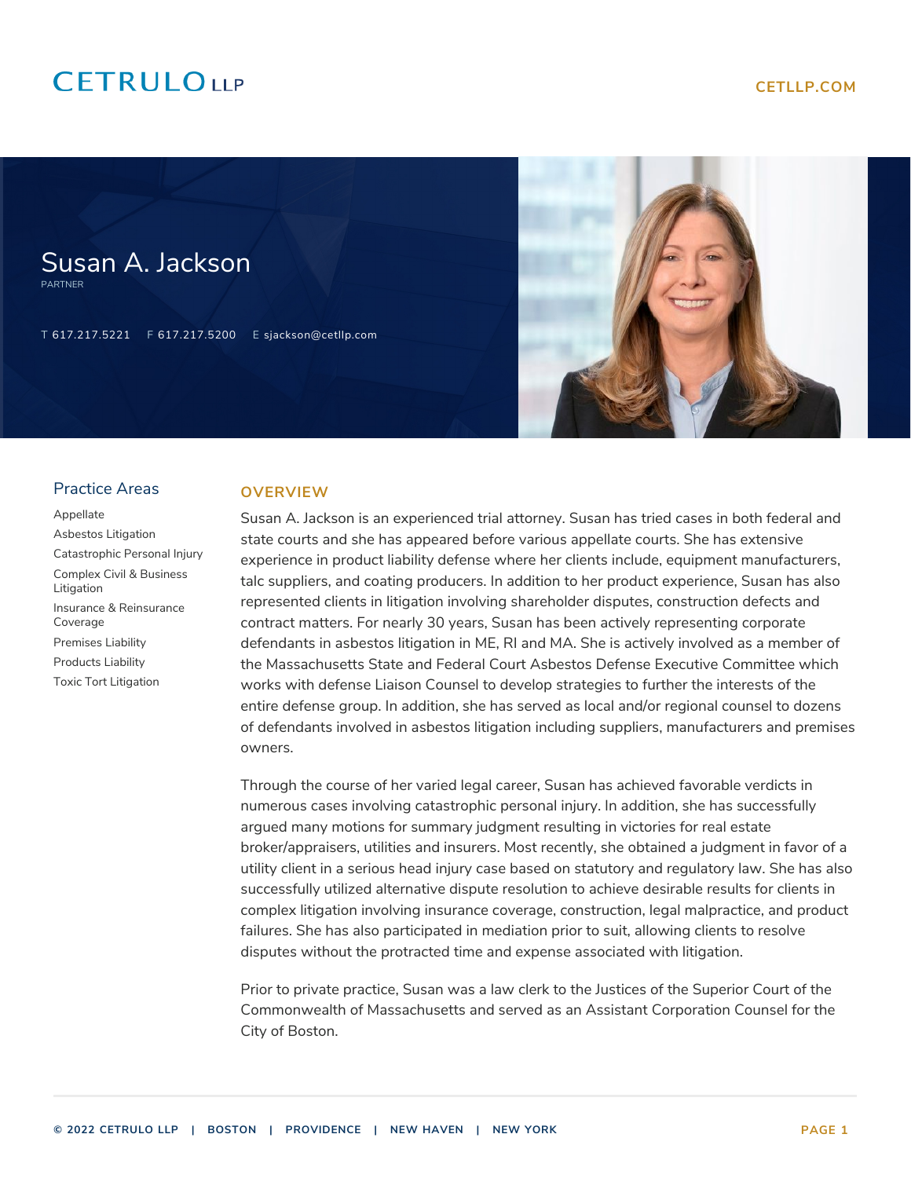CETRULO LLP

CETLLP.COM

# Susan A. Jackson

PARTNER

T 617.217.5221 F 617.217.5200 E sjackson@cetllp.com

## Practice Areas

- Appellate
- Asbestos Litigation
- Catastrophic Personal Injury
- Complex Civil & Business Litigation
- Insurance & Reinsurance Coverage
- Premises Liability
- Products Liability
- Toxic Tort Litigation

## OVERVIEW

Susan A. Jackson is an experienced trial attorney. Susan has tried cases in both federal and state courts and she has appeared before various appellate courts. She has extensive experience in product liability defense where her clients include, equipment manufacturers, talc suppliers, and coating producers. In addition to her product experience, Susan has also represented clients in litigation involving shareholder disputes, construction defects and contract matters. For nearly 30 years, Susan has been actively representing corporate defendants in asbestos litigation in ME, RI and MA. She is actively involved as a member of the Massachusetts State and Federal Court Asbestos Defense Executive Committee which works with defense Liaison Counsel to develop strategies to further the interests of the entire defense group. In addition, she has served as local and/or regional counsel to dozens of defendants involved in asbestos litigation including suppliers, manufacturers and premises owners.

Through the course of her varied legal career, Susan has achieved favorable verdicts in numerous cases involving catastrophic personal injury. In addition, she has successfully argued many motions for summary judgment resulting in victories for real estate broker/appraisers, utilities and insurers. Most recently, she obtained a judgment in favor of a utility client in a serious head injury case based on statutory and regulatory law. She has also successfully utilized alternative dispute resolution to achieve desirable results for clients in complex litigation involving insurance coverage, construction, legal malpractice, and product failures. She has also participated in mediation prior to suit, allowing clients to resolve disputes without the protracted time and expense associated with litigation.

Prior to private practice, Susan was a law clerk to the Justices of the Superior Court of the Commonwealth of Massachusetts and served as an Assistant Corporation Counsel for the City of Boston.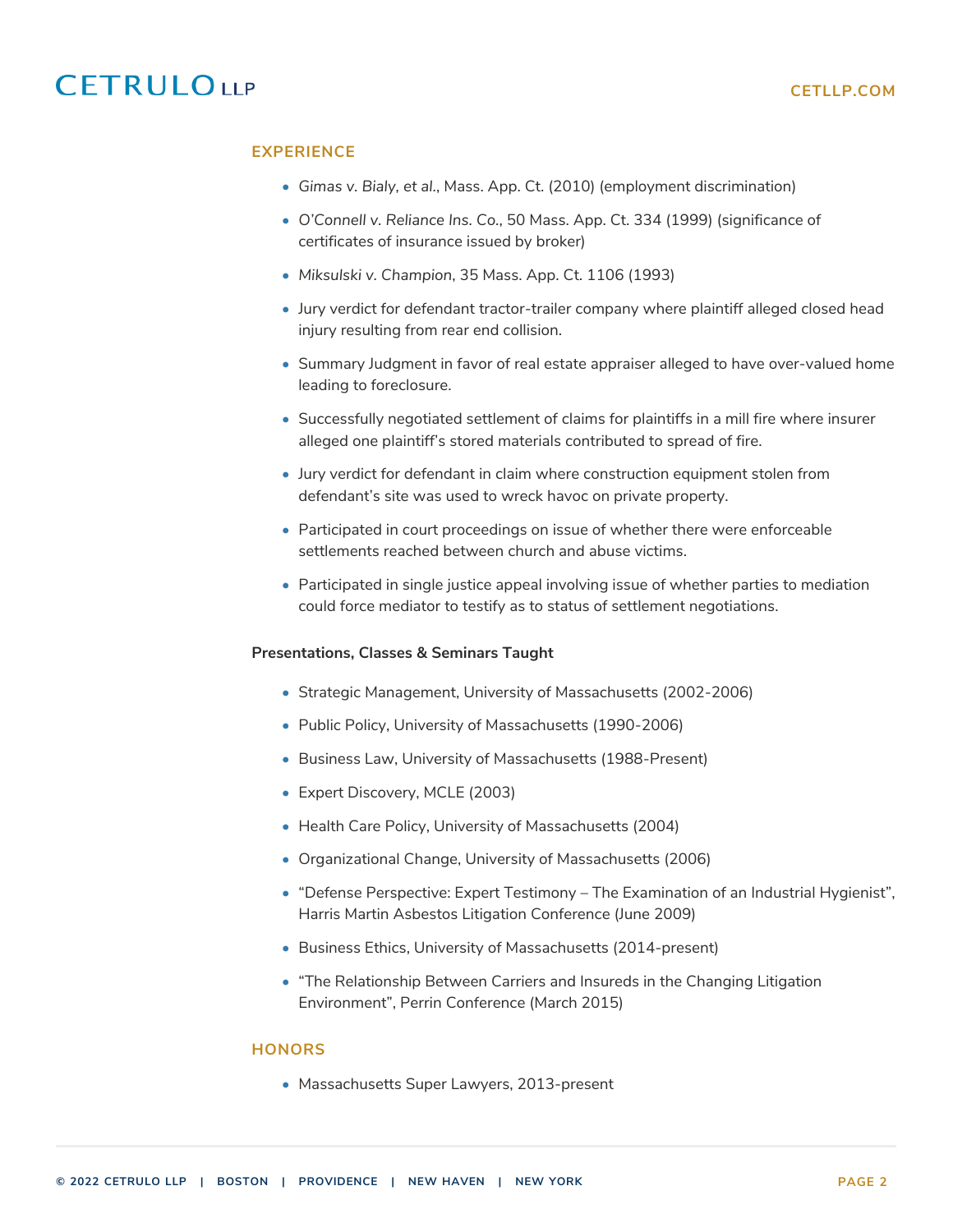## EXPERIENCE

- *Gimas v. Bialy, et al.*, Mass. App. Ct. (2010) (employment discrimination)
- *O'Connell v. Reliance Ins. Co.*, 50 Mass. App. Ct. 334 (1999) (significance of certificates of insurance issued by broker)
- *Miksulski v. Champion*, 35 Mass. App. Ct. 1106 (1993)
- Jury verdict for defendant tractor-trailer company where plaintiff alleged closed head injury resulting from rear end collision.
- Summary Judgment in favor of real estate appraiser alleged to have over-valued home leading to foreclosure.
- Successfully negotiated settlement of claims for plaintiffs in a mill fire where insurer alleged one plaintiff's stored materials contributed to spread of fire.
- Jury verdict for defendant in claim where construction equipment stolen from defendant's site was used to wreck havoc on private property.
- Participated in court proceedings on issue of whether there were enforceable settlements reached between church and abuse victims.
- Participated in single justice appeal involving issue of whether parties to mediation could force mediator to testify as to status of settlement negotiations.

**Presentations, Classes & Seminars Taught**

- Strategic Management, University of Massachusetts (2002-2006)
- Public Policy, University of Massachusetts (1990-2006)
- Business Law, University of Massachusetts (1988-Present)
- Expert Discovery, MCLE (2003)
- Health Care Policy, University of Massachusetts (2004)
- Organizational Change, University of Massachusetts (2006)
- "Defense Perspective: Expert Testimony – The Examination of an Industrial Hygienist", Harris Martin Asbestos Litigation Conference (June 2009)
- Business Ethics, University of Massachusetts (2014-present)
- "The Relationship Between Carriers and Insureds in the Changing Litigation Environment", Perrin Conference (March 2015)

## HONORS

- Massachusetts Super Lawyers, 2013-present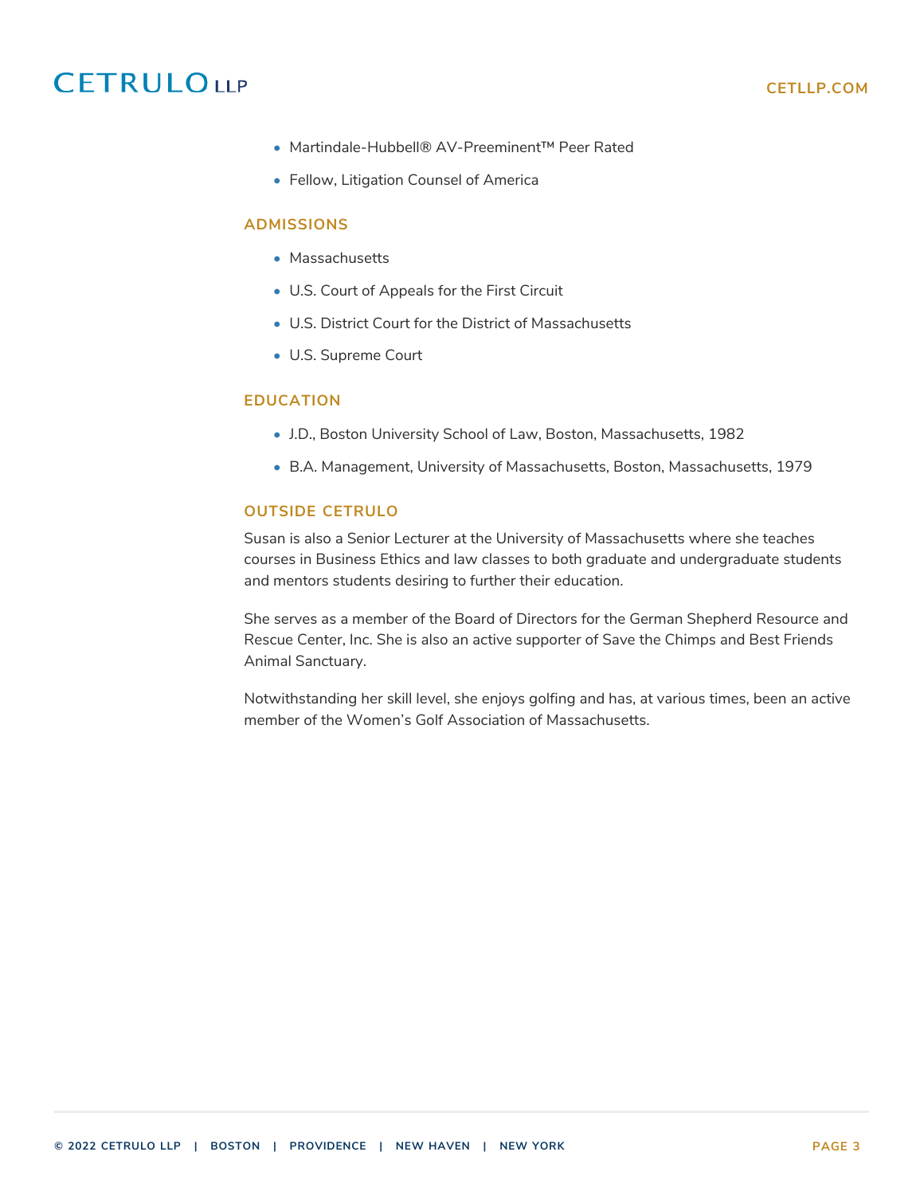- Martindale-Hubbell® AV-Preeminent™ Peer Rated
- Fellow, Litigation Counsel of America

## ADMISSIONS

- Massachusetts
- U.S. Court of Appeals for the First Circuit
- U.S. District Court for the District of Massachusetts
- U.S. Supreme Court

## EDUCATION

- J.D., Boston University School of Law, Boston, Massachusetts, 1982
- B.A. Management, University of Massachusetts, Boston, Massachusetts, 1979

## OUTSIDE CETRULO

Susan is also a Senior Lecturer at the University of Massachusetts where she teaches courses in Business Ethics and law classes to both graduate and undergraduate students and mentors students desiring to further their education.

She serves as a member of the Board of Directors for the German Shepherd Resource and Rescue Center, Inc. She is also an active supporter of Save the Chimps and Best Friends Animal Sanctuary.

Notwithstanding her skill level, she enjoys golfing and has, at various times, been an active member of the Women's Golf Association of Massachusetts.